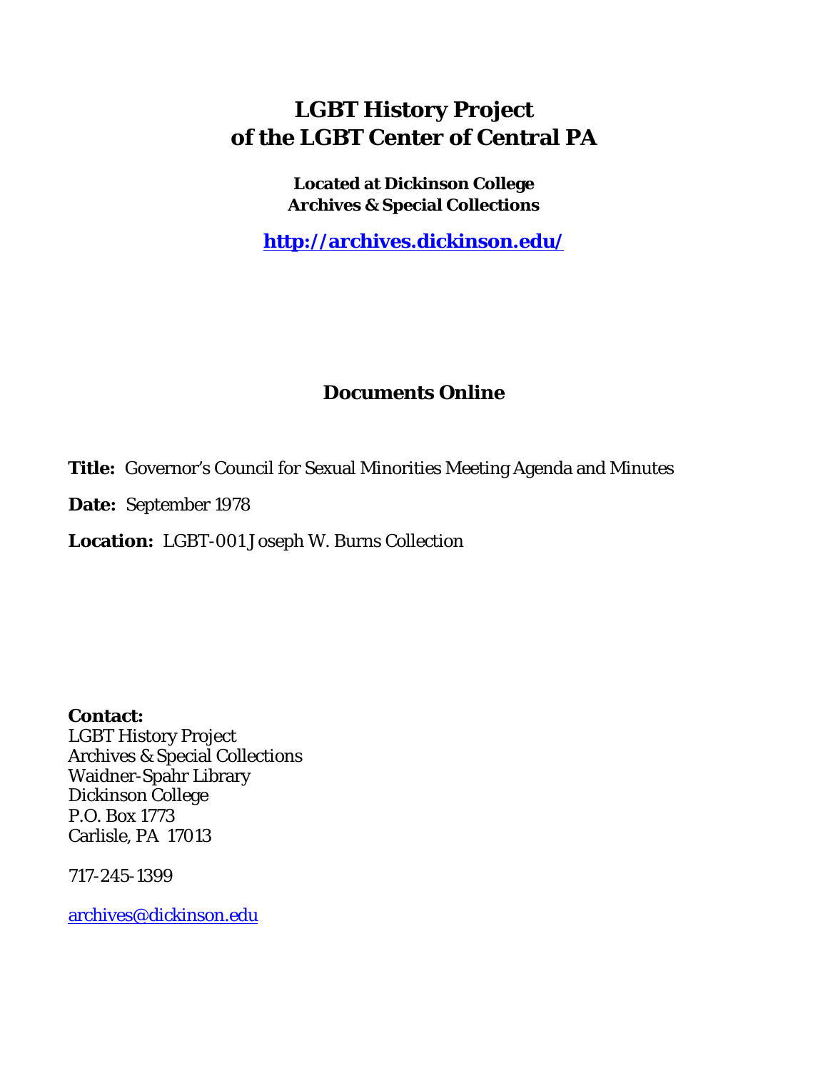# LGBT History Project
# of the LGBT Center of Central PA

**Located at Dickinson College**
**Archives & Special Collections**

**http://archives.dickinson.edu/**

## Documents Online

**Title:** Governor's Council for Sexual Minorities Meeting Agenda and Minutes

**Date:** September 1978

**Location:** LGBT-001 Joseph W. Burns Collection

**Contact:**
LGBT History Project
Archives & Special Collections
Waidner-Spahr Library
Dickinson College
P.O. Box 1773
Carlisle, PA 17013

717-245-1399

archives@dickinson.edu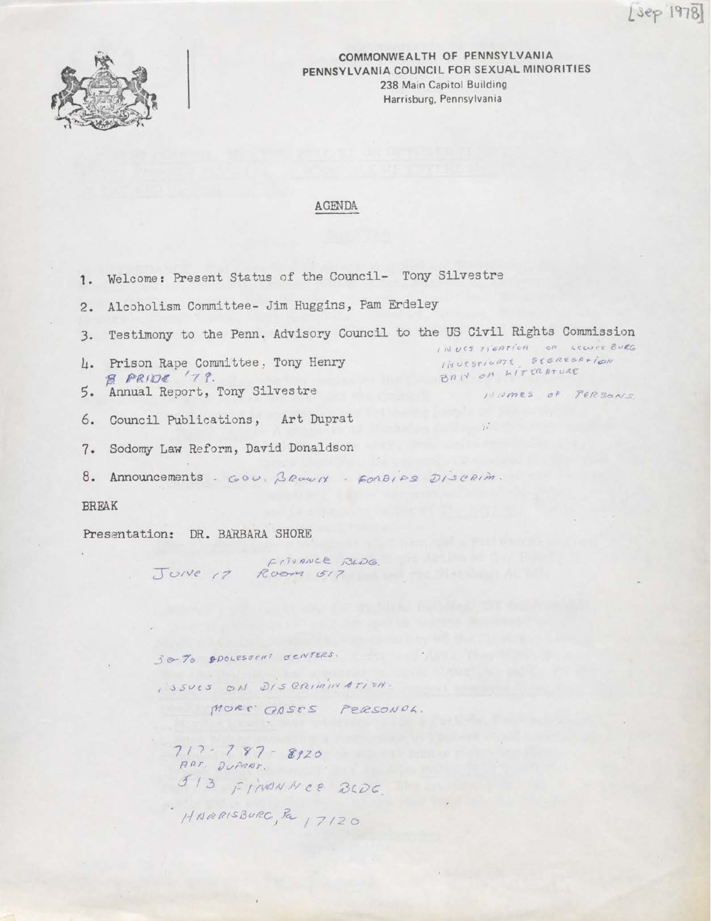[Sep 1978]

COMMONWEALTH OF PENNSYLVANIA
PENNSYLVANIA COUNCIL FOR SEXUAL MINORITIES
238 Main Capitol Building
Harrisburg, Pennsylvania

## AGENDA

1. Welcome: Present Status of the Council- Tony Silvestre
2. Alcoholism Committee- Jim Huggins, Pam Erdeley
3. Testimony to the Penn. Advisory Council to the US Civil Rights Commission
   INVESTIGATION OF LEWISBURG
   INVESTIGATE SEGREGATION
   BAN ON LITERATURE
   NAMES OF PERSONS
4. Prison Rape Committee, Tony Henry
   B PRIDE '78.
5. Annual Report, Tony Silvestre
6. Council Publications, Art Duprat
7. Sodomy Law Reform, David Donaldson
8. Announcements - GOV. BROWN - FORBIDS DISCRIM.

BREAK

Presentation: DR. BARBARA SHORE

JUNE 17 FINANCE BLDG. ROOM 517

30-70 ADOLESCENT CENTERS.

ISSUES ON DISCRIMINATION.

MORE CASES PERSONAL.

717-787-8920
ART. DUPRAT.
513 FINANCE BLDG
HARRISBURG, Pa 17120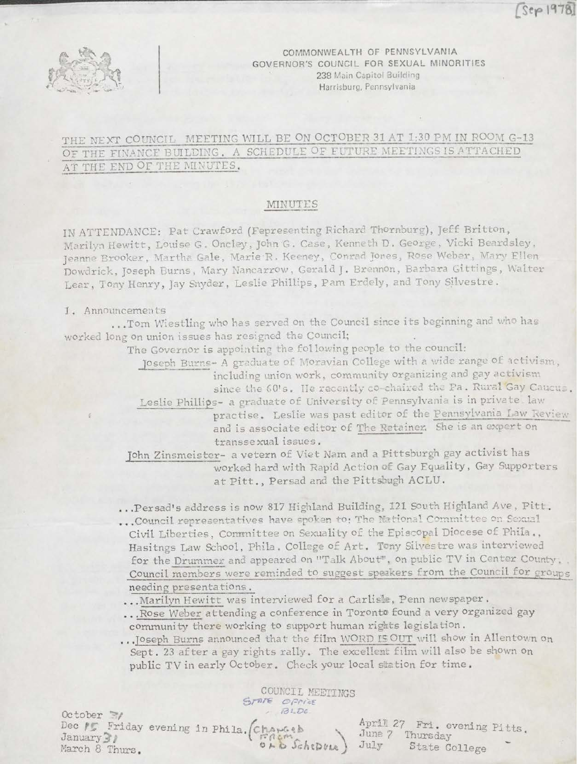[Sep 1978]

COMMONWEALTH OF PENNSYLVANIA
GOVERNOR'S COUNCIL FOR SEXUAL MINORITIES
238 Main Capitol Building
Harrisburg, Pennsylvania

THE NEXT COUNCIL MEETING WILL BE ON OCTOBER 31 AT 1:30 PM IN ROOM G-13 OF THE FINANCE BUILDING. A SCHEDULE OF FUTURE MEETINGS IS ATTACHED AT THE END OF THE MINUTES.

## MINUTES

IN ATTENDANCE: Pat Crawford (Fepresenting Richard Thornburg), Jeff Britton, Marilyn Hewitt, Louise G. Oncley, John G. Case, Kenneth D. George, Vicki Beardsley, Jeanne Brooker, Martha Gale, Marie R. Keeney, Conrad Jones, Rose Weber, Mary Ellen Dowdrick, Joseph Burns, Mary Nancarrow, Gerald J. Brennon, Barbara Gittings, Walter Lear, Tony Henry, Jay Snyder, Leslie Phillips, Pam Erdely, and Tony Silvestre.

I. Announcements

...Tom Wiestling who has served on the Council since its beginning and who has worked long on union issues has resigned the Council;

The Governor is appointing the following people to the council:

Joseph Burns- A graduate of Moravian College with a wide range of activism, including union work, community organizing and gay activism since the 60's. He recently co-chaired the Pa. Rural Gay Caucus.

Leslie Phillips- a graduate of University of Pennsylvania is in private law practise. Leslie was past editor of the Pennsylvania Law Review and is associate editor of The Retainer. She is an expert on transsexual issues.

John Zinsmeister- a vetern of Viet Nam and a Pittsburgh gay activist has worked hard with Rapid Action of Gay Equality, Gay Supporters at Pitt., Persad and the Pittsbugh ACLU.

...Persad's address is now 817 Highland Building, 121 South Highland Ave, Pitt.

...Council representatives have spoken to: The National Committee on Sexual Civil Liberties, Committee on Sexuality of the Episcopal Diocese of Phila., Hasitngs Law School, Phila. College of Art. Tony Silvestre was interviewed for the Drummer and appeared on "Talk About", on public TV in Center County. Council members were reminded to suggest speakers from the Council for groups needing presentations.

...Marilyn Hewitt was interviewed for a Carlisle, Penn newspaper.

...Rose Weber attending a conference in Toronto found a very organized gay community there working to support human rights legislation.

...Joseph Burns announced that the film WORD IS OUT will show in Allentown on Sept. 23 after a gay rights rally. The excellent film will also be shown on public TV in early October. Check your local station for time.

COUNCIL MEETINGS
State Office Bldg.

October 31
Dec 15 Friday evening in Phila. (Changed from old Schedule)
January 31
March 8 Thurs.

April 27 Fri. evening Pitts.
June 7 Thursday
July State College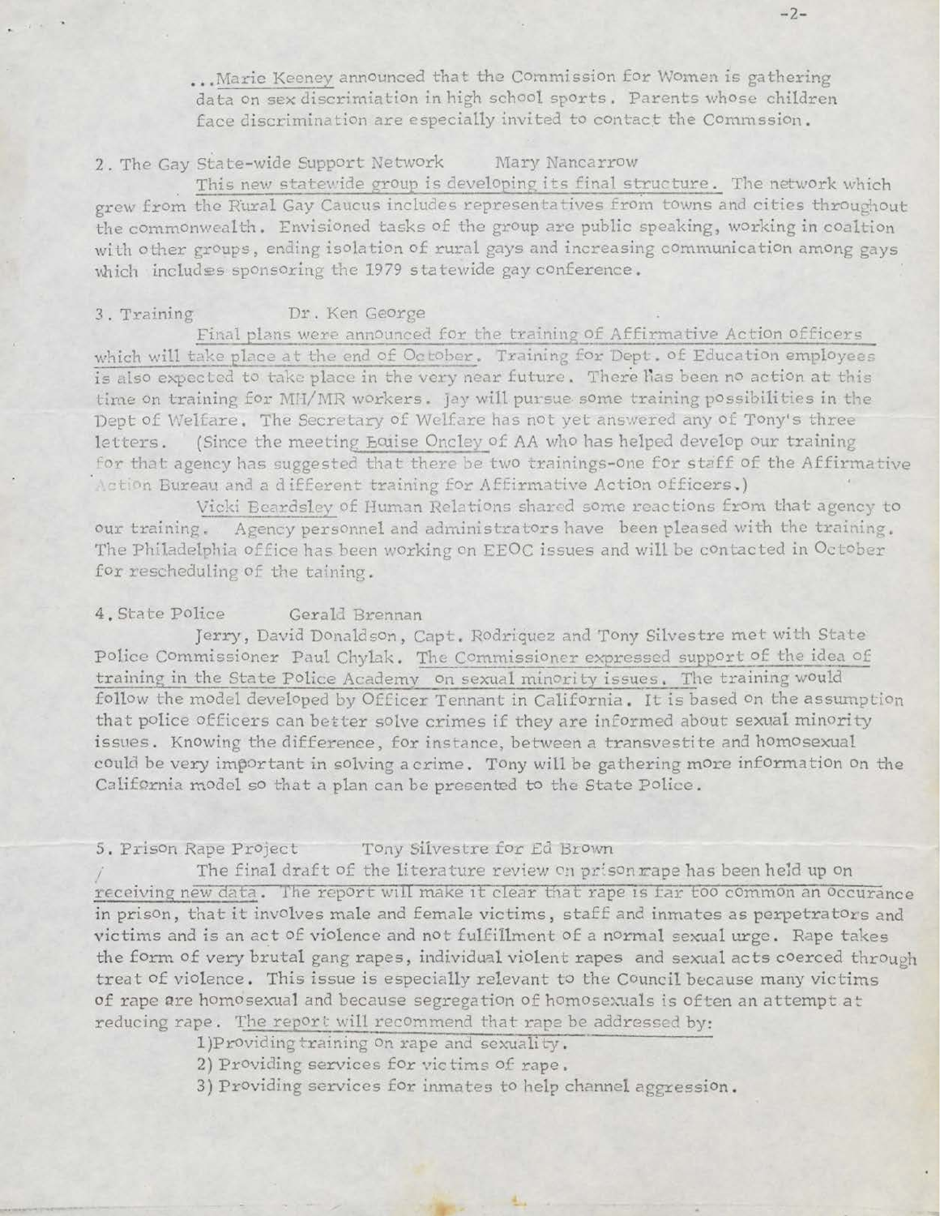...Marie Keeney announced that the Commission for Women is gathering data on sex discrimiation in high school sports. Parents whose children face discrimination are especially invited to contact the Commssion.

2. The Gay State-wide Support Network      Mary Nancarrow

This new statewide group is developing its final structure. The network which grew from the Rural Gay Caucus includes representatives from towns and cities throughout the commonwealth. Envisioned tasks of the group are public speaking, working in coaltion with other groups, ending isolation of rural gays and increasing communication among gays which includes sponsoring the 1979 statewide gay conference.

3. Training      Dr. Ken George

Final plans were announced for the training of Affirmative Action officers which will take place at the end of October. Training for Dept. of Education employees is also expected to take place in the very near future. There has been no action at this time on training for MH/MR workers. Jay will pursue some training possibilities in the Dept of Welfare. The Secretary of Welfare has not yet answered any of Tony's three letters. (Since the meeting Louise Oncley of AA who has helped develop our training for that agency has suggested that there be two trainings-one for staff of the Affirmative Action Bureau and a different training for Affirmative Action officers.)

Vicki Beardsley of Human Relations shared some reactions from that agency to our training. Agency personnel and administrators have been pleased with the training. The Philadelphia office has been working on EEOC issues and will be contacted in October for rescheduling of the taining.

4. State Police      Gerald Brennan

Jerry, David Donaldson, Capt. Rodriquez and Tony Silvestre met with State Police Commissioner Paul Chylak. The Commissioner expressed support of the idea of training in the State Police Academy on sexual minority issues. The training would follow the model developed by Officer Tennant in California. It is based on the assumption that police officers can better solve crimes if they are informed about sexual minority issues. Knowing the difference, for instance, between a transvestite and homosexual could be very important in solving a crime. Tony will be gathering more information on the California model so that a plan can be presented to the State Police.

5. Prison Rape Project      Tony Silvestre for Ed Brown

The final draft of the literature review on prison rape has been held up on receiving new data. The report will make it clear that rape is far too common an occurance in prison, that it involves male and female victims, staff and inmates as perpetrators and victims and is an act of violence and not fulfillment of a normal sexual urge. Rape takes the form of very brutal gang rapes, individual violent rapes and sexual acts coerced through treat of violence. This issue is especially relevant to the Council because many victims of rape are homosexual and because segregation of homosexuals is often an attempt at reducing rape. The report will recommend that rape be addressed by:

1) Providing training on rape and sexuality.
2) Providing services for victims of rape.
3) Providing services for inmates to help channel aggression.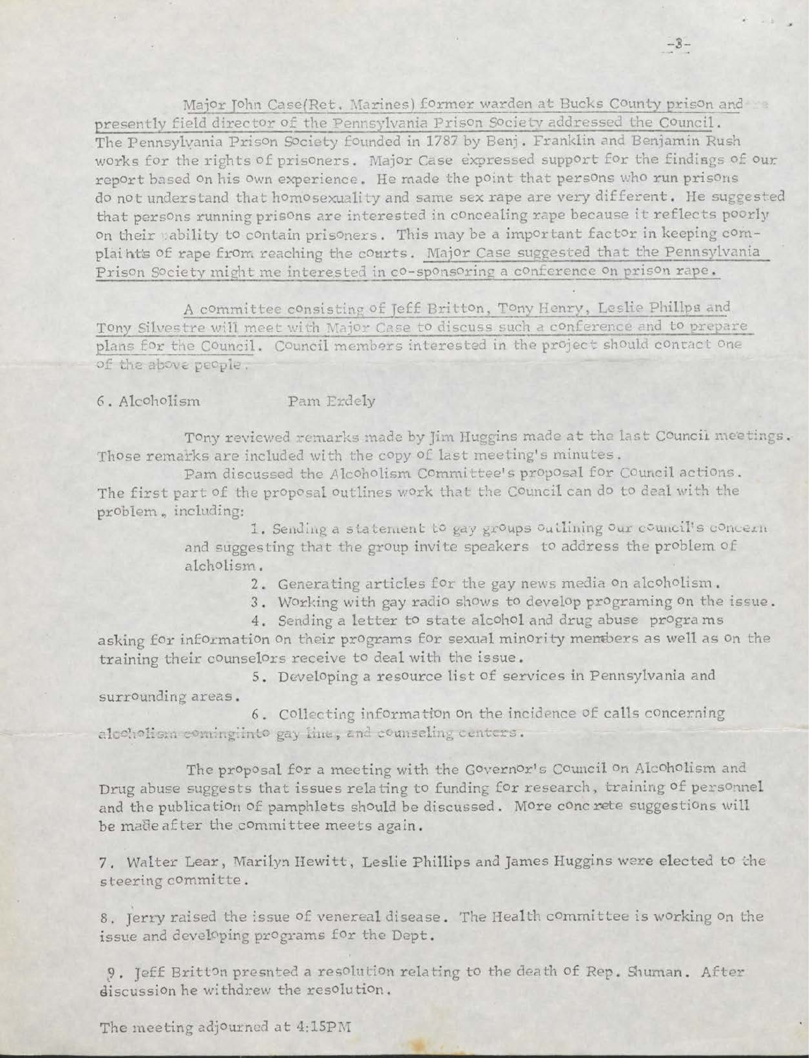Major John Case(Ret. Marines) former warden at Bucks County prison and presently field director of the Pennsylvania Prison Society addressed the Council. The Pennsylvania Prison Society founded in 1787 by Benj. Franklin and Benjamin Rush works for the rights of prisoners. Major Case expressed support for the findings of our report based on his own experience. He made the point that persons who run prisons do not understand that homosexuality and same sex rape are very different. He suggested that persons running prisons are interested in concealing rape because it reflects poorly on their ability to contain prisoners. This may be a important factor in keeping complaints of rape from reaching the courts. Major Case suggested that the Pennsylvania Prison Society might me interested in co-sponsoring a conference on prison rape.

A committee consisting of Jeff Britton, Tony Henry, Leslie Phillps and Tony Silvestre will meet with Major Case to discuss such a conference and to prepare plans for the Council. Council members interested in the project should contact one of the above people.

6. Alcoholism Pam Erdely

Tony reviewed remarks made by Jim Huggins made at the last Council meetings. Those remarks are included with the copy of last meeting's minutes.

Pam discussed the Alcoholism Committee's proposal for Council actions. The first part of the proposal outlines work that the Council can do to deal with the problem, including:

1. Sending a statement to gay groups outlining our council's concern and suggesting that the group invite speakers to address the problem of alcholism.

2. Generating articles for the gay news media on alcoholism.

3. Working with gay radio shows to develop programing on the issue.

4. Sending a letter to state alcohol and drug abuse programs asking for information on their programs for sexual minority members as well as on the training their counselors receive to deal with the issue.

5. Developing a resource list of services in Pennsylvania and surrounding areas.

6. Collecting information on the incidence of calls concerning alcoholism cominginto gay line, and counseling centers.

The proposal for a meeting with the Governor's Council on Alcoholism and Drug abuse suggests that issues relating to funding for research, training of personnel and the publication of pamphlets should be discussed. More concrete suggestions will be made after the committee meets again.

7. Walter Lear, Marilyn Hewitt, Leslie Phillips and James Huggins were elected to the steering committe.

8. Jerry raised the issue of venereal disease. The Health committee is working on the issue and developing programs for the Dept.

9. Jeff Britton presnted a resolution relating to the death of Rep. Shuman. After discussion he withdrew the resolution.

The meeting adjourned at 4:15PM